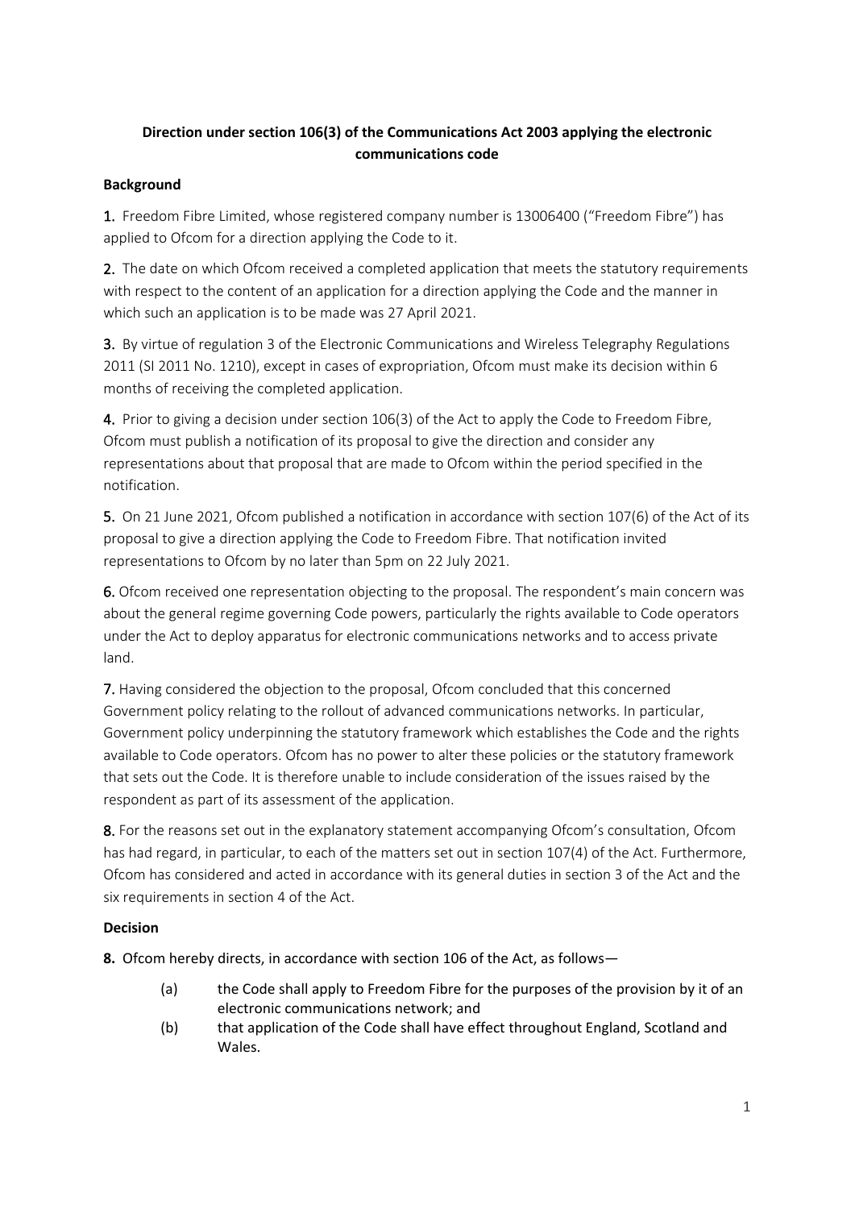**Direction under section 106(3) of the Communications Act 2003 applying the electronic communications code**

**Background**

1. Freedom Fibre Limited, whose registered company number is 13006400 ("Freedom Fibre") has applied to Ofcom for a direction applying the Code to it.

2. The date on which Ofcom received a completed application that meets the statutory requirements with respect to the content of an application for a direction applying the Code and the manner in which such an application is to be made was 27 April 2021.

3. By virtue of regulation 3 of the Electronic Communications and Wireless Telegraphy Regulations 2011 (SI 2011 No. 1210), except in cases of expropriation, Ofcom must make its decision within 6 months of receiving the completed application.

4. Prior to giving a decision under section 106(3) of the Act to apply the Code to Freedom Fibre, Ofcom must publish a notification of its proposal to give the direction and consider any representations about that proposal that are made to Ofcom within the period specified in the notification.

5. On 21 June 2021, Ofcom published a notification in accordance with section 107(6) of the Act of its proposal to give a direction applying the Code to Freedom Fibre. That notification invited representations to Ofcom by no later than 5pm on 22 July 2021.

6. Ofcom received one representation objecting to the proposal. The respondent's main concern was about the general regime governing Code powers, particularly the rights available to Code operators under the Act to deploy apparatus for electronic communications networks and to access private land.

7. Having considered the objection to the proposal, Ofcom concluded that this concerned Government policy relating to the rollout of advanced communications networks. In particular, Government policy underpinning the statutory framework which establishes the Code and the rights available to Code operators. Ofcom has no power to alter these policies or the statutory framework that sets out the Code. It is therefore unable to include consideration of the issues raised by the respondent as part of its assessment of the application.

8. For the reasons set out in the explanatory statement accompanying Ofcom's consultation, Ofcom has had regard, in particular, to each of the matters set out in section 107(4) of the Act. Furthermore, Ofcom has considered and acted in accordance with its general duties in section 3 of the Act and the six requirements in section 4 of the Act.

**Decision**

8. Ofcom hereby directs, in accordance with section 106 of the Act, as follows—

(a) the Code shall apply to Freedom Fibre for the purposes of the provision by it of an electronic communications network; and

(b) that application of the Code shall have effect throughout England, Scotland and Wales.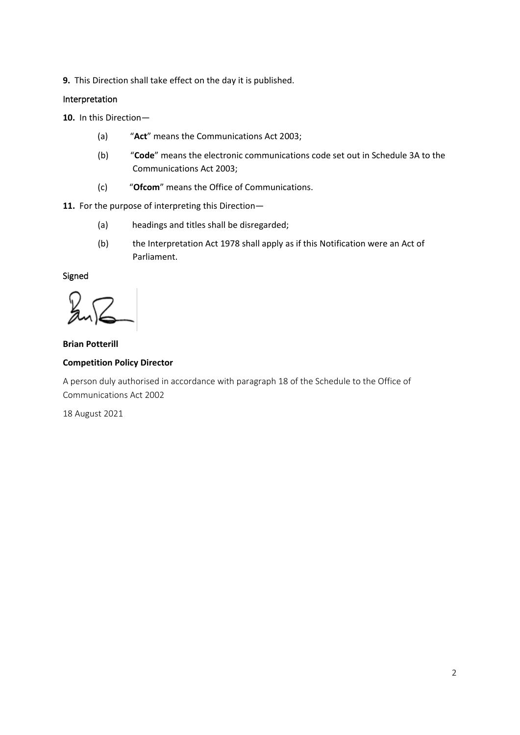**9.** This Direction shall take effect on the day it is published.

### Interpretation

**10.** In this Direction—

(a) "**Act**" means the Communications Act 2003;

(b) "**Code**" means the electronic communications code set out in Schedule 3A to the Communications Act 2003;

(c) "**Ofcom**" means the Office of Communications.

**11.** For the purpose of interpreting this Direction—

(a) headings and titles shall be disregarded;

(b) the Interpretation Act 1978 shall apply as if this Notification were an Act of Parliament.

### Signed

**Brian Potterill**

**Competition Policy Director**

A person duly authorised in accordance with paragraph 18 of the Schedule to the Office of Communications Act 2002

18 August 2021